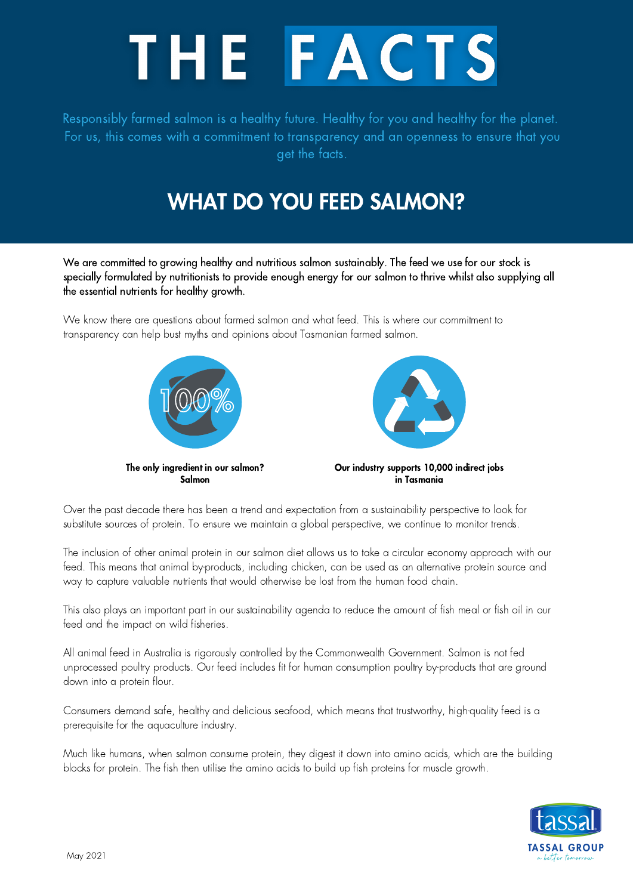# THE FACTS

Responsibly farmed salmon is a healthy future. Healthy for you and healthy for the planet. For us, this comes with a commitment to transparency and an openness to ensure that you get the facts.

## WHAT DO YOU FEED SALMON?

We are committed to growing healthy and nutritious salmon sustainably. The feed we use for our stock is specially formulated by nutritionists to provide enough energy for our salmon to thrive whilst also supplying all the essential nutrients for healthy growth.

We know there are questions about farmed salmon and what feed. This is where our commitment to transparency can help bust myths and opinions about Tasmanian farmed salmon.

100%

**The only ingredient in our salmon? Salmon**

**Our industry supports 10,000 indirect jobs in Tasmania**

Over the past decade there has been a trend and expectation from a sustainability perspective to look for substitute sources of protein. To ensure we maintain a global perspective, we continue to monitor trends.

The inclusion of other animal protein in our salmon diet allows us to take a circular economy approach with our feed. This means that animal by-products, including chicken, can be used as an alternative protein source and way to capture valuable nutrients that would otherwise be lost from the human food chain.

This also plays an important part in our sustainability agenda to reduce the amount of fish meal or fish oil in our feed and the impact on wild fisheries.

All animal feed in Australia is rigorously controlled by the Commonwealth Government. Salmon is not fed unprocessed poultry products. Our feed includes fit for human consumption poultry by-products that are ground down into a protein flour.

Consumers demand safe, healthy and delicious seafood, which means that trustworthy, high-quality feed is a prerequisite for the aquaculture industry.

Much like humans, when salmon consume protein, they digest it down into amino acids, which are the building blocks for protein. The fish then utilise the amino acids to build up fish proteins for muscle growth.

May 2021

tassal
TASSAL GROUP
a better tomorrow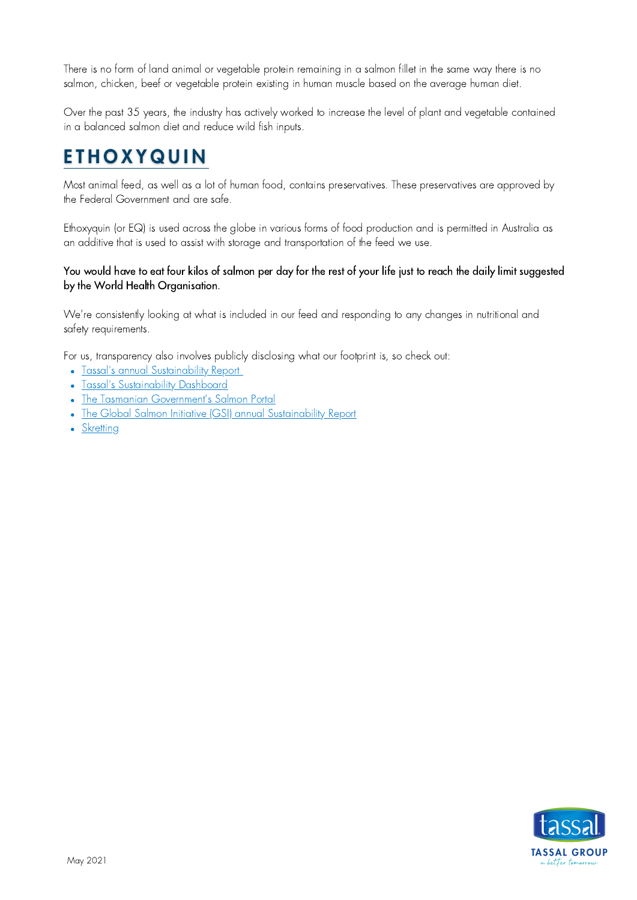There is no form of land animal or vegetable protein remaining in a salmon fillet in the same way there is no salmon, chicken, beef or vegetable protein existing in human muscle based on the average human diet.

Over the past 35 years, the industry has actively worked to increase the level of plant and vegetable contained in a balanced salmon diet and reduce wild fish inputs.

## ETHOXYQUIN

Most animal feed, as well as a lot of human food, contains preservatives. These preservatives are approved by the Federal Government and are safe.

Ethoxyquin (or EQ) is used across the globe in various forms of food production and is permitted in Australia as an additive that is used to assist with storage and transportation of the feed we use.

You would have to eat four kilos of salmon per day for the rest of your life just to reach the daily limit suggested by the World Health Organisation.

We're consistently looking at what is included in our feed and responding to any changes in nutritional and safety requirements.

For us, transparency also involves publicly disclosing what our footprint is, so check out:

- Tassal's annual Sustainability Report
- Tassal's Sustainability Dashboard
- The Tasmanian Government's Salmon Portal
- The Global Salmon Initiative (GSI) annual Sustainability Report
- Skretting

May 2021